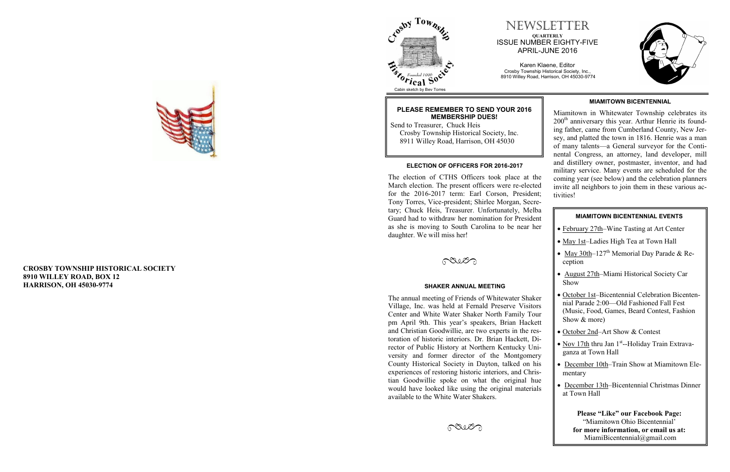**CROSBY TOWNSHIP HISTORICAL SOCIETY**
**8910 WILLEY ROAD, BOX 12**
**HARRISON, OH 45030-9774**

Crosby Township Historical Society
Founded 1990
Cabin sketch by Bev Torres

# NEWSLETTER

**QUARTERLY**
ISSUE NUMBER EIGHTY-FIVE
APRIL-JUNE 2016

Karen Klaene, Editor
Crosby Township Historical Society, Inc.,
8910 Willey Road, Harrison, OH 45030-9774

### PLEASE REMEMBER TO SEND YOUR 2016 MEMBERSHIP DUES!

Send to Treasurer, Chuck Heis
Crosby Township Historical Society, Inc.
8911 Willey Road, Harrison, OH 45030

### ELECTION OF OFFICERS FOR 2016-2017

The election of CTHS Officers took place at the March election. The present officers were re-elected for the 2016-2017 term: Earl Corson, President; Tony Torres, Vice-president; Shirlee Morgan, Secretary; Chuck Heis, Treasurer. Unfortunately, Melba Guard had to withdraw her nomination for President as she is moving to South Carolina to be near her daughter. We will miss her!

### SHAKER ANNUAL MEETING

The annual meeting of Friends of Whitewater Shaker Village, Inc. was held at Fernald Preserve Visitors Center and White Water Shaker North Family Tour pm April 9th. This year's speakers, Brian Hackett and Christian Goodwillie, are two experts in the restoration of historic interiors. Dr. Brian Hackett, Director of Public History at Northern Kentucky University and former director of the Montgomery County Historical Society in Dayton, talked on his experiences of restoring historic interiors, and Christian Goodwillie spoke on what the original hue would have looked like using the original materials available to the White Water Shakers.

### MIAMITOWN BICENTENNIAL

Miamitown in Whitewater Township celebrates its 200th anniversary this year. Arthur Henrie its founding father, came from Cumberland County, New Jersey, and platted the town in 1816. Henrie was a man of many talents—a General surveyor for the Continental Congress, an attorney, land developer, mill and distillery owner, postmaster, inventor, and had military service. Many events are scheduled for the coming year (see below) and the celebration planners invite all neighbors to join them in these various activities!

### MIAMITOWN BICENTENNIAL EVENTS

- February 27th–Wine Tasting at Art Center
- May 1st–Ladies High Tea at Town Hall
- May 30th–127th Memorial Day Parade & Reception
- August 27th–Miami Historical Society Car Show
- October 1st–Bicentennial Celebration Bicentennial Parade 2:00—Old Fashioned Fall Fest (Music, Food, Games, Beard Contest, Fashion Show & more)
- October 2nd–Art Show & Contest
- Nov 17th thru Jan 1st--Holiday Train Extravaganza at Town Hall
- December 10th–Train Show at Miamitown Elementary
- December 13th–Bicentennial Christmas Dinner at Town Hall

**Please "Like" our Facebook Page:**
"Miamitown Ohio Bicentennial'
**for more information, or email us at:**
MiamiBicentennial@gmail.com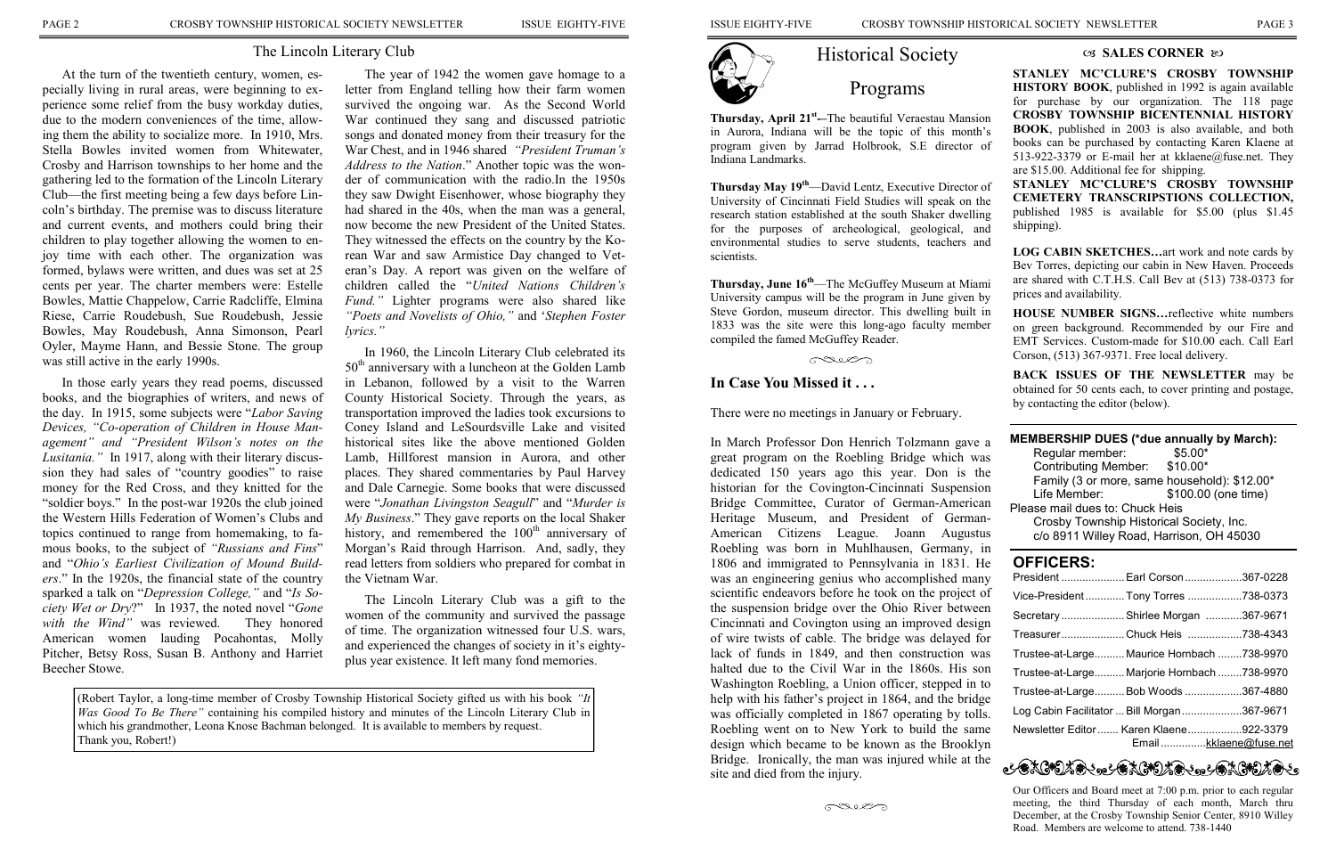## The Lincoln Literary Club

At the turn of the twentieth century, women, especially living in rural areas, were beginning to experience some relief from the busy workday duties, due to the modern conveniences of the time, allowing them the ability to socialize more. In 1910, Mrs. Stella Bowles invited women from Whitewater, Crosby and Harrison townships to her home and the gathering led to the formation of the Lincoln Literary Club—the first meeting being a few days before Lincoln's birthday. The premise was to discuss literature and current events, and mothers could bring their children to play together allowing the women to enjoy time with each other. The organization was formed, bylaws were written, and dues was set at 25 cents per year. The charter members were: Estelle Bowles, Mattie Chappelow, Carrie Radcliffe, Elmina Riese, Carrie Roudebush, Sue Roudebush, Jessie Bowles, May Roudebush, Anna Simonson, Pearl Oyler, Mayme Hann, and Bessie Stone. The group was still active in the early 1990s.

In those early years they read poems, discussed books, and the biographies of writers, and news of the day. In 1915, some subjects were "*Labor Saving Devices, "Co-operation of Children in House Management" and "President Wilson's notes on the Lusitania."* In 1917, along with their literary discussion they had sales of "country goodies" to raise money for the Red Cross, and they knitted for the "soldier boys." In the post-war 1920s the club joined the Western Hills Federation of Women's Clubs and topics continued to range from homemaking, to famous books, to the subject of *"Russians and Fins*" and "*Ohio's Earliest Civilization of Mound Builders*." In the 1920s, the financial state of the country sparked a talk on "*Depression College,"* and "*Is Society Wet or Dry*?" In 1937, the noted novel "*Gone with the Wind"* was reviewed. They honored American women lauding Pocahontas, Molly Pitcher, Betsy Ross, Susan B. Anthony and Harriet Beecher Stowe.

The year of 1942 the women gave homage to a letter from England telling how their farm women survived the ongoing war. As the Second World War continued they sang and discussed patriotic songs and donated money from their treasury for the War Chest, and in 1946 shared *"President Truman's Address to the Nation*." Another topic was the wonder of communication with the radio.In the 1950s they saw Dwight Eisenhower, whose biography they had shared in the 40s, when the man was a general, now become the new President of the United States. They witnessed the effects on the country by the Korean War and saw Armistice Day changed to Veteran's Day. A report was given on the welfare of children called the "*United Nations Children's Fund."* Lighter programs were also shared like *"Poets and Novelists of Ohio,"* and '*Stephen Foster lyrics."*

In 1960, the Lincoln Literary Club celebrated its 50[th] anniversary with a luncheon at the Golden Lamb in Lebanon, followed by a visit to the Warren County Historical Society. Through the years, as transportation improved the ladies took excursions to Coney Island and LeSourdsville Lake and visited historical sites like the above mentioned Golden Lamb, Hillforest mansion in Aurora, and other places. They shared commentaries by Paul Harvey and Dale Carnegie. Some books that were discussed were "*Jonathan Livingston Seagull*" and "*Murder is My Business*." They gave reports on the local Shaker history, and remembered the 100[th] anniversary of Morgan's Raid through Harrison. And, sadly, they read letters from soldiers who prepared for combat in the Vietnam War.

The Lincoln Literary Club was a gift to the women of the community and survived the passage of time. The organization witnessed four U.S. wars, and experienced the changes of society in it's eighty-plus year existence. It left many fond memories.

(Robert Taylor, a long-time member of Crosby Township Historical Society gifted us with his book *"It Was Good To Be There"* containing his compiled history and minutes of the Lincoln Literary Club in which his grandmother, Leona Knose Bachman belonged. It is available to members by request. Thank you, Robert!)

## Historical Society Programs

**Thursday, April 21st**—The beautiful Veraestau Mansion in Aurora, Indiana will be the topic of this month's program given by Jarrad Holbrook, S.E director of Indiana Landmarks.

**Thursday May 19th**—David Lentz, Executive Director of University of Cincinnati Field Studies will speak on the research station established at the south Shaker dwelling for the purposes of archeological, geological, and environmental studies to serve students, teachers and scientists.

**Thursday, June 16th**—The McGuffey Museum at Miami University campus will be the program in June given by Steve Gordon, museum director. This dwelling built in 1833 was the site were this long-ago faculty member compiled the famed McGuffey Reader.

## In Case You Missed it . . .

There were no meetings in January or February.

In March Professor Don Henrich Tolzmann gave a great program on the Roebling Bridge which was dedicated 150 years ago this year. Don is the historian for the Covington-Cincinnati Suspension Bridge Committee, Curator of German-American Heritage Museum, and President of German-American Citizens League. Joann Augustus Roebling was born in Muhlhausen, Germany, in 1806 and immigrated to Pennsylvania in 1831. He was an engineering genius who accomplished many scientific endeavors before he took on the project of the suspension bridge over the Ohio River between Cincinnati and Covington using an improved design of wire twists of cable. The bridge was delayed for lack of funds in 1849, and then construction was halted due to the Civil War in the 1860s. His son Washington Roebling, a Union officer, stepped in to help with his father's project in 1864, and the bridge was officially completed in 1867 operating by tolls. Roebling went on to New York to build the same design which became to be known as the Brooklyn Bridge. Ironically, the man was injured while at the site and died from the injury.

## SALES CORNER

**STANLEY MC'CLURE'S CROSBY TOWNSHIP HISTORY BOOK**, published in 1992 is again available for purchase by our organization. The 118 page **CROSBY TOWNSHIP BICENTENNIAL HISTORY BOOK**, published in 2003 is also available, and both books can be purchased by contacting Karen Klaene at 513-922-3379 or E-mail her at kklaene@fuse.net. They are $15.00. Additional fee for shipping.

**STANLEY MC'CLURE'S CROSBY TOWNSHIP CEMETERY TRANSCRIPSTIONS COLLECTION,** published 1985 is available for $5.00 (plus $1.45 shipping).

**LOG CABIN SKETCHES…**art work and note cards by Bev Torres, depicting our cabin in New Haven. Proceeds are shared with C.T.H.S. Call Bev at (513) 738-0373 for prices and availability.

**HOUSE NUMBER SIGNS…**reflective white numbers on green background. Recommended by our Fire and EMT Services. Custom-made for $10.00 each. Call Earl Corson, (513) 367-9371. Free local delivery.

**BACK ISSUES OF THE NEWSLETTER** may be obtained for 50 cents each, to cover printing and postage, by contacting the editor (below).

**MEMBERSHIP DUES (\*due annually by March):**

Regular member: $5.00*
Contributing Member: $10.00*
Family (3 or more, same household): $12.00*
Life Member: $100.00 (one time)

Please mail dues to: Chuck Heis
Crosby Township Historical Society, Inc.
c/o 8911 Willey Road, Harrison, OH 45030

## OFFICERS:

| | | |
|---|---|---|
| President | Earl Corson | 367-0228 |
| Vice-President | Tony Torres | 738-0373 |
| Secretary | Shirlee Morgan | 367-9671 |
| Treasurer | Chuck Heis | 738-4343 |
| Trustee-at-Large | Maurice Hornbach | 738-9970 |
| Trustee-at-Large | Marjorie Hornbach | 738-9970 |
| Trustee-at-Large | Bob Woods | 367-4880 |
| Log Cabin Facilitator | Bill Morgan | 367-9671 |
| Newsletter Editor | Karen Klaene | 922-3379 |
| | Email | kklaene@fuse.net |

Our Officers and Board meet at 7:00 p.m. prior to each regular meeting, the third Thursday of each month, March thru December, at the Crosby Township Senior Center, 8910 Willey Road. Members are welcome to attend. 738-1440